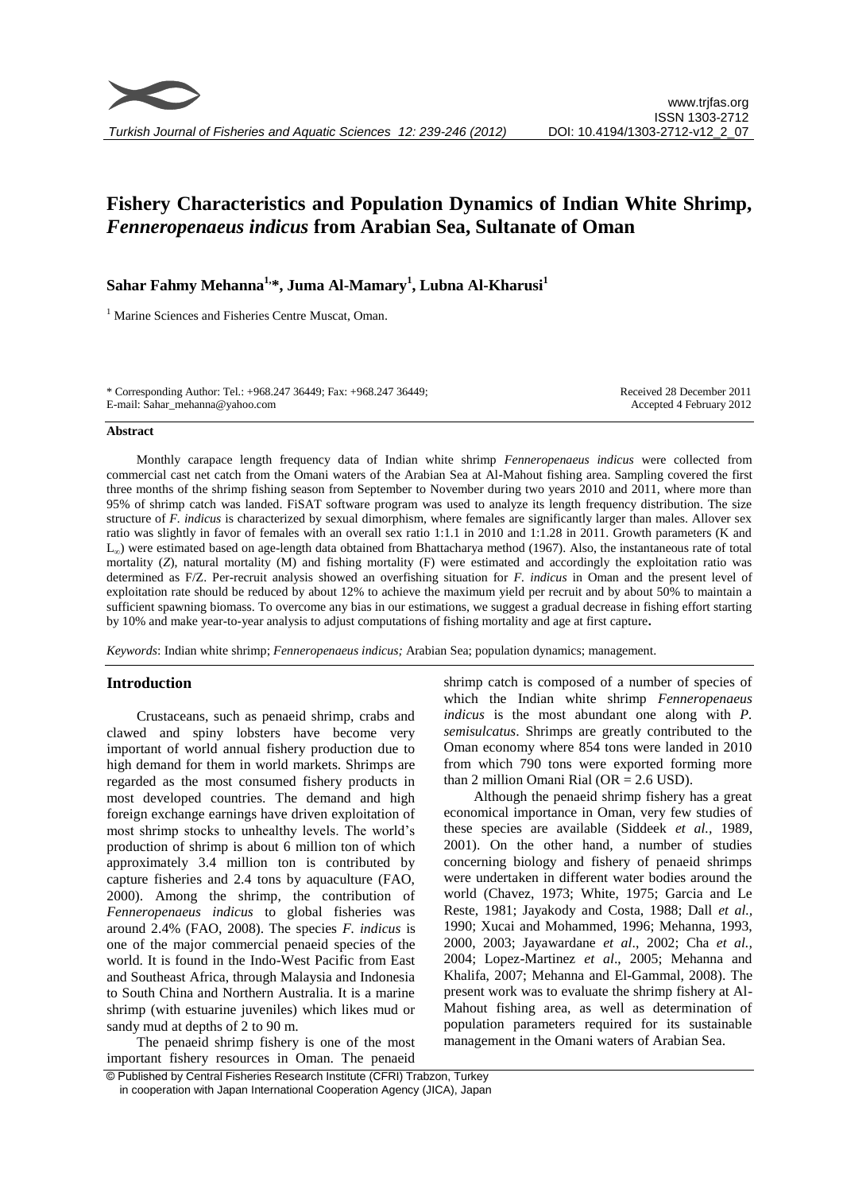# Fishery Characteristics and Population Dynamics of Indian White Shrimp, *Fenneropenaeus indicus* from Arabian Sea, Sultanate of Oman

**Sahar Fahmy Mehanna[1,*], Juma Al-Mamary[1], Lubna Al-Kharusi[1]**

[1] Marine Sciences and Fisheries Centre Muscat, Oman.

\* Corresponding Author: Tel.: +968.247 36449; Fax: +968.247 36449;
E-mail: Sahar_mehanna@yahoo.com

Received 28 December 2011
Accepted 4 February 2012

### Abstract

Monthly carapace length frequency data of Indian white shrimp *Fenneropenaeus indicus* were collected from commercial cast net catch from the Omani waters of the Arabian Sea at Al-Mahout fishing area. Sampling covered the first three months of the shrimp fishing season from September to November during two years 2010 and 2011, where more than 95% of shrimp catch was landed. FiSAT software program was used to analyze its length frequency distribution. The size structure of *F. indicus* is characterized by sexual dimorphism, where females are significantly larger than males. Allover sex ratio was slightly in favor of females with an overall sex ratio 1:1.1 in 2010 and 1:1.28 in 2011. Growth parameters (K and $L_\infty$) were estimated based on age-length data obtained from Bhattacharya method (1967). Also, the instantaneous rate of total mortality (Z), natural mortality (M) and fishing mortality (F) were estimated and accordingly the exploitation ratio was determined as F/Z. Per-recruit analysis showed an overfishing situation for *F. indicus* in Oman and the present level of exploitation rate should be reduced by about 12% to achieve the maximum yield per recruit and by about 50% to maintain a sufficient spawning biomass. To overcome any bias in our estimations, we suggest a gradual decrease in fishing effort starting by 10% and make year-to-year analysis to adjust computations of fishing mortality and age at first capture.

*Keywords*: Indian white shrimp; *Fenneropenaeus indicus;* Arabian Sea; population dynamics; management.

## Introduction

Crustaceans, such as penaeid shrimp, crabs and clawed and spiny lobsters have become very important of world annual fishery production due to high demand for them in world markets. Shrimps are regarded as the most consumed fishery products in most developed countries. The demand and high foreign exchange earnings have driven exploitation of most shrimp stocks to unhealthy levels. The world's production of shrimp is about 6 million ton of which approximately 3.4 million ton is contributed by capture fisheries and 2.4 tons by aquaculture (FAO, 2000). Among the shrimp, the contribution of *Fenneropenaeus indicus* to global fisheries was around 2.4% (FAO, 2008). The species *F. indicus* is one of the major commercial penaeid species of the world. It is found in the Indo-West Pacific from East and Southeast Africa, through Malaysia and Indonesia to South China and Northern Australia. It is a marine shrimp (with estuarine juveniles) which likes mud or sandy mud at depths of 2 to 90 m.

The penaeid shrimp fishery is one of the most important fishery resources in Oman. The penaeid shrimp catch is composed of a number of species of which the Indian white shrimp *Fenneropenaeus indicus* is the most abundant one along with *P. semisulcatus*. Shrimps are greatly contributed to the Oman economy where 854 tons were landed in 2010 from which 790 tons were exported forming more than 2 million Omani Rial (OR = 2.6 USD).

Although the penaeid shrimp fishery has a great economical importance in Oman, very few studies of these species are available (Siddeek *et al.*, 1989, 2001). On the other hand, a number of studies concerning biology and fishery of penaeid shrimps were undertaken in different water bodies around the world (Chavez, 1973; White, 1975; Garcia and Le Reste, 1981; Jayakody and Costa, 1988; Dall *et al.*, 1990; Xucai and Mohammed, 1996; Mehanna, 1993, 2000, 2003; Jayawardane *et al*., 2002; Cha *et al.*, 2004; Lopez-Martinez *et al*., 2005; Mehanna and Khalifa, 2007; Mehanna and El-Gammal, 2008). The present work was to evaluate the shrimp fishery at Al-Mahout fishing area, as well as determination of population parameters required for its sustainable management in the Omani waters of Arabian Sea.

© Published by Central Fisheries Research Institute (CFRI) Trabzon, Turkey
in cooperation with Japan International Cooperation Agency (JICA), Japan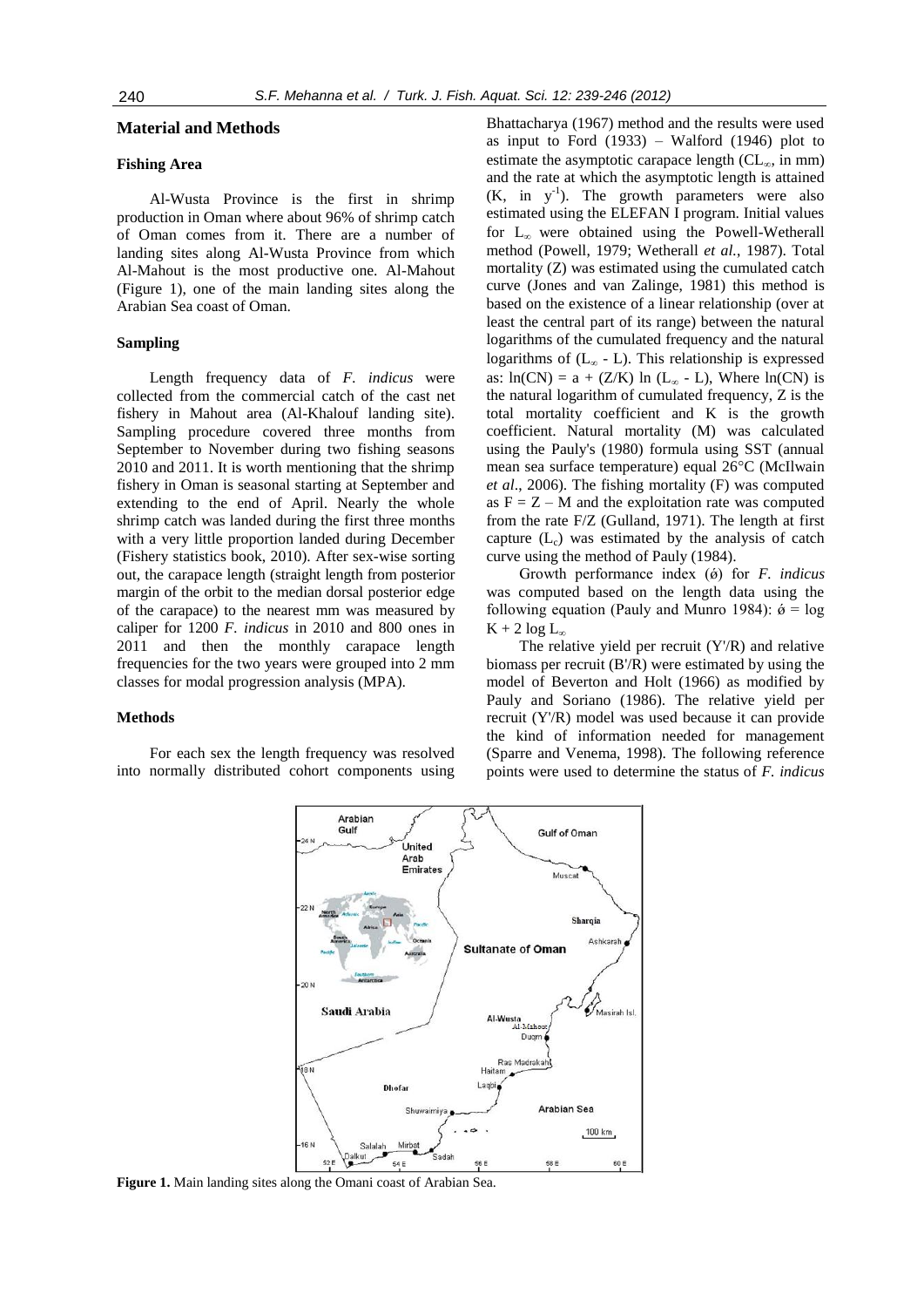## Material and Methods

### Fishing Area

Al-Wusta Province is the first in shrimp production in Oman where about 96% of shrimp catch of Oman comes from it. There are a number of landing sites along Al-Wusta Province from which Al-Mahout is the most productive one. Al-Mahout (Figure 1), one of the main landing sites along the Arabian Sea coast of Oman.

### Sampling

Length frequency data of *F. indicus* were collected from the commercial catch of the cast net fishery in Mahout area (Al-Khalouf landing site). Sampling procedure covered three months from September to November during two fishing seasons 2010 and 2011. It is worth mentioning that the shrimp fishery in Oman is seasonal starting at September and extending to the end of April. Nearly the whole shrimp catch was landed during the first three months with a very little proportion landed during December (Fishery statistics book, 2010). After sex-wise sorting out, the carapace length (straight length from posterior margin of the orbit to the median dorsal posterior edge of the carapace) to the nearest mm was measured by caliper for 1200 *F. indicus* in 2010 and 800 ones in 2011 and then the monthly carapace length frequencies for the two years were grouped into 2 mm classes for modal progression analysis (MPA).

### Methods

For each sex the length frequency was resolved into normally distributed cohort components using Bhattacharya (1967) method and the results were used as input to Ford (1933) – Walford (1946) plot to estimate the asymptotic carapace length ($CL_\infty$, in mm) and the rate at which the asymptotic length is attained (K, in $y^{-1}$). The growth parameters were also estimated using the ELEFAN I program. Initial values for $L_\infty$ were obtained using the Powell-Wetherall method (Powell, 1979; Wetherall *et al.*, 1987). Total mortality (Z) was estimated using the cumulated catch curve (Jones and van Zalinge, 1981) this method is based on the existence of a linear relationship (over at least the central part of its range) between the natural logarithms of the cumulated frequency and the natural logarithms of ($L_\infty$ - L). This relationship is expressed as: $\ln(CN) = a + (Z/K) \ln (L_\infty - L)$, Where ln(CN) is the natural logarithm of cumulated frequency, Z is the total mortality coefficient and K is the growth coefficient. Natural mortality (M) was calculated using the Pauly's (1980) formula using SST (annual mean sea surface temperature) equal 26°C (McIlwain *et al.*, 2006). The fishing mortality (F) was computed as $F = Z - M$ and the exploitation rate was computed from the rate F/Z (Gulland, 1971). The length at first capture ($L_c$) was estimated by the analysis of catch curve using the method of Pauly (1984).

Growth performance index ($\acute{\phi}$) for *F. indicus* was computed based on the length data using the following equation (Pauly and Munro 1984): $\acute{\phi} = \log K + 2 \log L_\infty$

The relative yield per recruit (Y'/R) and relative biomass per recruit (B'/R) were estimated by using the model of Beverton and Holt (1966) as modified by Pauly and Soriano (1986). The relative yield per recruit (Y'/R) model was used because it can provide the kind of information needed for management (Sparre and Venema, 1998). The following reference points were used to determine the status of *F. indicus*

**Figure 1.** Main landing sites along the Omani coast of Arabian Sea.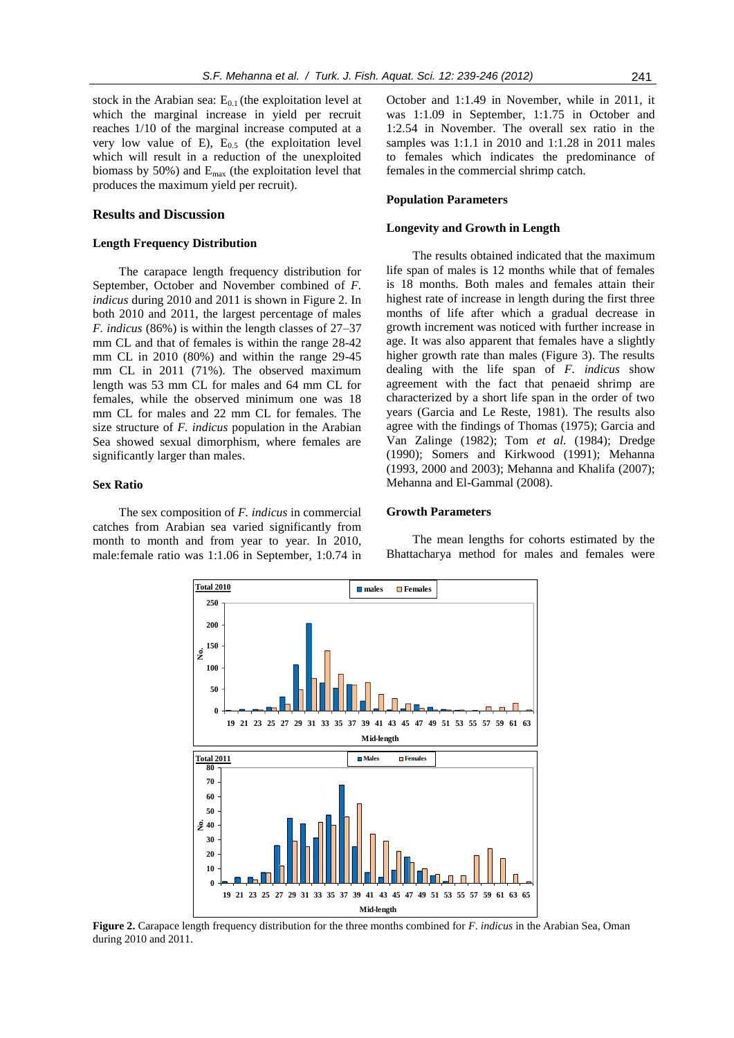stock in the Arabian sea: $E_{0.1}$ (the exploitation level at which the marginal increase in yield per recruit reaches 1/10 of the marginal increase computed at a very low value of E), $E_{0.5}$ (the exploitation level which will result in a reduction of the unexploited biomass by 50%) and $E_{max}$ (the exploitation level that produces the maximum yield per recruit).

## Results and Discussion

### Length Frequency Distribution

The carapace length frequency distribution for September, October and November combined of *F. indicus* during 2010 and 2011 is shown in Figure 2. In both 2010 and 2011, the largest percentage of males *F. indicus* (86%) is within the length classes of 27–37 mm CL and that of females is within the range 28-42 mm CL in 2010 (80%) and within the range 29-45 mm CL in 2011 (71%). The observed maximum length was 53 mm CL for males and 64 mm CL for females, while the observed minimum one was 18 mm CL for males and 22 mm CL for females. The size structure of *F. indicus* population in the Arabian Sea showed sexual dimorphism, where females are significantly larger than males.

### Sex Ratio

The sex composition of *F. indicus* in commercial catches from Arabian sea varied significantly from month to month and from year to year. In 2010, male:female ratio was 1:1.06 in September, 1:0.74 in October and 1:1.49 in November, while in 2011, it was 1:1.09 in September, 1:1.75 in October and 1:2.54 in November. The overall sex ratio in the samples was 1:1.1 in 2010 and 1:1.28 in 2011 males to females which indicates the predominance of females in the commercial shrimp catch.

### Population Parameters

### Longevity and Growth in Length

The results obtained indicated that the maximum life span of males is 12 months while that of females is 18 months. Both males and females attain their highest rate of increase in length during the first three months of life after which a gradual decrease in growth increment was noticed with further increase in age. It was also apparent that females have a slightly higher growth rate than males (Figure 3). The results dealing with the life span of *F. indicus* show agreement with the fact that penaeid shrimp are characterized by a short life span in the order of two years (Garcia and Le Reste, 1981). The results also agree with the findings of Thomas (1975); Garcia and Van Zalinge (1982); Tom *et al.* (1984); Dredge (1990); Somers and Kirkwood (1991); Mehanna (1993, 2000 and 2003); Mehanna and Khalifa (2007); Mehanna and El-Gammal (2008).

### Growth Parameters

The mean lengths for cohorts estimated by the Bhattacharya method for males and females were

**Figure 2.** Carapace length frequency distribution for the three months combined for *F. indicus* in the Arabian Sea, Oman during 2010 and 2011.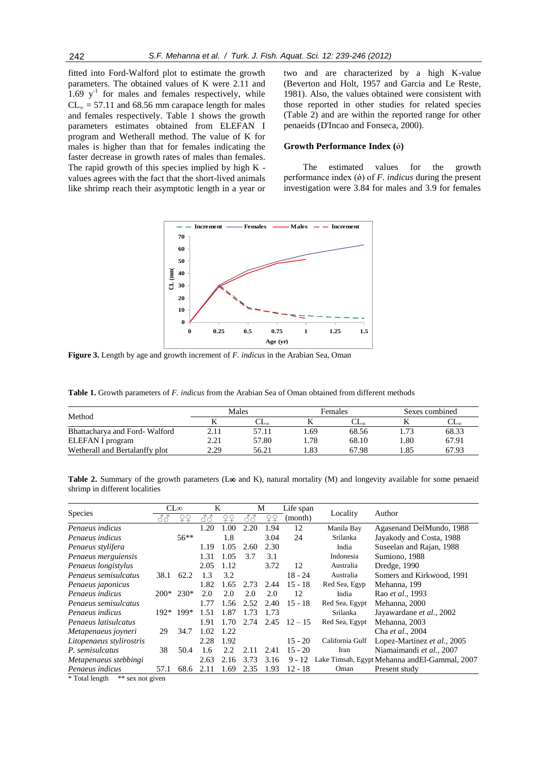fitted into Ford-Walford plot to estimate the growth parameters. The obtained values of K were 2.11 and 1.69 $y^{-1}$ for males and females respectively, while $CL_\infty$ = 57.11 and 68.56 mm carapace length for males and females respectively. Table 1 shows the growth parameters estimates obtained from ELEFAN I program and Wetherall method. The value of K for males is higher than that for females indicating the faster decrease in growth rates of males than females. The rapid growth of this species implied by high K - values agrees with the fact that the short-lived animals like shrimp reach their asymptotic length in a year or two and are characterized by a high K-value (Beverton and Holt, 1957 and Garcia and Le Reste, 1981). Also, the values obtained were consistent with those reported in other studies for related species (Table 2) and are within the reported range for other penaeids (D'Incao and Fonseca, 2000).

**Growth Performance Index (ǿ)**

The estimated values for the growth performance index (ǿ) of *F. indicus* during the present investigation were 3.84 for males and 3.9 for females

**Figure 3.** Length by age and growth increment of *F. indicus* in the Arabian Sea, Oman

**Table 1.** Growth parameters of *F. indicus* from the Arabian Sea of Oman obtained from different methods

| Method | Males | | Females | | Sexes combined | |
|---|---|---|---|---|---|---|
| | K | $CL_\infty$ | K | $CL_\infty$ | K | $CL_\infty$ |
| Bhattacharya and Ford- Walford | 2.11 | 57.11 | 1.69 | 68.56 | 1.73 | 68.33 |
| ELEFAN I program | 2.21 | 57.80 | 1.78 | 68.10 | 1.80 | 67.91 |
| Wetherall and Bertalanffy plot | 2.29 | 56.21 | 1.83 | 67.98 | 1.85 | 67.93 |

**Table 2.** Summary of the growth parameters ($L\infty$ and K), natural mortality (M) and longevity available for some penaeid shrimp in different localities

| Species | $CL\infty$ | | K | | M | | Life span | Locality | Author |
|---|---|---|---|---|---|---|---|---|---|
| | ♂♂ | ♀♀ | ♂♂ | ♀♀ | ♂♂ | ♀♀ | (month) | | |
| *Penaeus indicus* | | | 1.20 | 1.00 | 2.20 | 1.94 | 12 | Manila Bay | Agasenand DelMundo, 1988 |
| *Penaeus indicus* | | 56** | | 1.8 | | 3.04 | 24 | Srilanka | Jayakody and Costa, 1988 |
| *Penaeus stylifera* | | | 1.19 | 1.05 | 2.60 | 2.30 | | India | Suseelan and Rajan, 1988 |
| *Penaeus merguiensis* | | | 1.31 | 1.05 | 3.7 | 3.1 | | Indonesia | Sumiono, 1988 |
| *Penaeus longistylus* | | | 2.05 | 1.12 | | 3.72 | 12 | Australia | Dredge, 1990 |
| *Penaeus semisulcatus* | 38.1 | 62.2 | 1.3 | 3.2 | | | 18 - 24 | Australia | Somers and Kirkwood, 1991 |
| *Penaeus japonicus* | | | 1.82 | 1.65 | 2.73 | 2.44 | 15 - 18 | Red Sea, Egyp | Mehanna, 199 |
| *Penaeus indicus* | 200* | 230* | 2.0 | 2.0 | 2.0 | 2.0 | 12 | India | Rao *et al.*, 1993 |
| *Penaeus semisulcatus* | | | 1.77 | 1.56 | 2.52 | 2.40 | 15 - 18 | Red Sea, Egypt | Mehanna, 2000 |
| *Penaeus indicus* | 192* | 199* | 1.51 | 1.87 | 1.73 | 1.73 | | Srilanka | Jayawardane *et al.*, 2002 |
| *Penaeus latisulcatus* | | | 1.91 | 1.70 | 2.74 | 2.45 | 12 – 15 | Red Sea, Egypt | Mehanna, 2003 |
| *Metapenaeus joyneri* | 29 | 34.7 | 1.02 | 1.22 | | | | | Cha *et al.*, 2004 |
| *Litopenaeus stylirostris* | | | 2.28 | 1.92 | | | 15 - 20 | California Gulf | Lopez-Martinez *et al.*, 2005 |
| *P. semisulcatus* | 38 | 50.4 | 1.6 | 2.2 | 2.11 | 2.41 | 15 - 20 | Iran | Niamaimandi *et al.*, 2007 |
| *Metapenaeus stebbingi* | | | 2.63 | 2.16 | 3.73 | 3.16 | 9 - 12 | Lake Timsah, Egypt | Mehanna andEl-Gammal, 2007 |
| *Penaeus indicus* | 57.1 | 68.6 | 2.11 | 1.69 | 2.35 | 1.93 | 12 - 18 | Oman | Present study |

\* Total length ** sex not given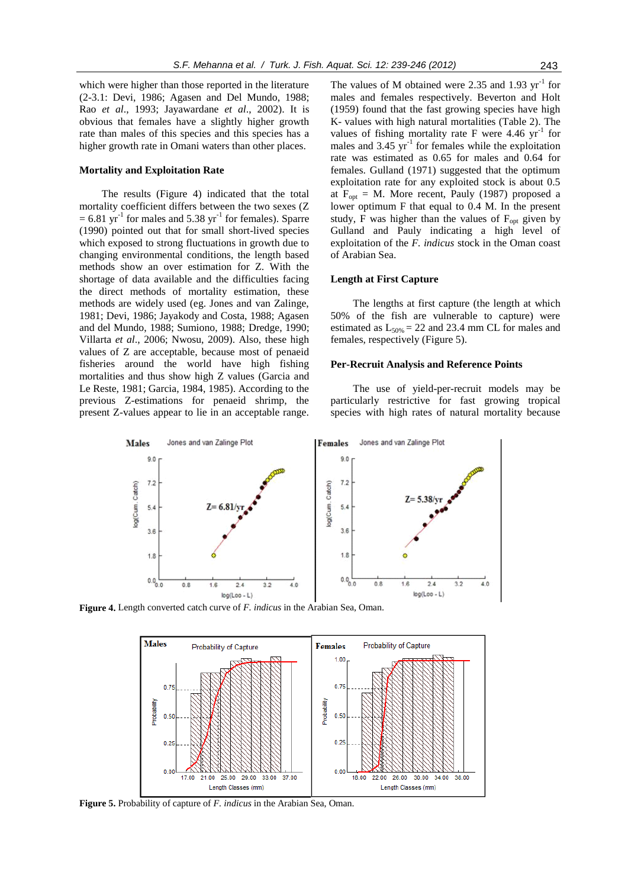which were higher than those reported in the literature (2-3.1: Devi, 1986; Agasen and Del Mundo, 1988; Rao *et al*., 1993; Jayawardane *et al*., 2002). It is obvious that females have a slightly higher growth rate than males of this species and this species has a higher growth rate in Omani waters than other places.

### Mortality and Exploitation Rate

The results (Figure 4) indicated that the total mortality coefficient differs between the two sexes (Z = 6.81 $yr^{-1}$ for males and 5.38 $yr^{-1}$ for females). Sparre (1990) pointed out that for small short-lived species which exposed to strong fluctuations in growth due to changing environmental conditions, the length based methods show an over estimation for Z. With the shortage of data available and the difficulties facing the direct methods of mortality estimation, these methods are widely used (eg. Jones and van Zalinge, 1981; Devi, 1986; Jayakody and Costa, 1988; Agasen and del Mundo, 1988; Sumiono, 1988; Dredge, 1990; Villarta *et al*., 2006; Nwosu, 2009). Also, these high values of Z are acceptable, because most of penaeid fisheries around the world have high fishing mortalities and thus show high Z values (Garcia and Le Reste, 1981; Garcia, 1984, 1985). According to the previous Z-estimations for penaeid shrimp, the present Z-values appear to lie in an acceptable range.

The values of M obtained were 2.35 and 1.93 $yr^{-1}$ for males and females respectively. Beverton and Holt (1959) found that the fast growing species have high K- values with high natural mortalities (Table 2). The values of fishing mortality rate F were 4.46 $yr^{-1}$ for males and 3.45 $yr^{-1}$ for females while the exploitation rate was estimated as 0.65 for males and 0.64 for females. Gulland (1971) suggested that the optimum exploitation rate for any exploited stock is about 0.5 at $F_{opt}$ = M. More recent, Pauly (1987) proposed a lower optimum F that equal to 0.4 M. In the present study, F was higher than the values of $F_{opt}$ given by Gulland and Pauly indicating a high level of exploitation of the *F. indicus* stock in the Oman coast of Arabian Sea.

### Length at First Capture

The lengths at first capture (the length at which 50% of the fish are vulnerable to capture) were estimated as $L_{50\%}$ = 22 and 23.4 mm CL for males and females, respectively (Figure 5).

### Per-Recruit Analysis and Reference Points

The use of yield-per-recruit models may be particularly restrictive for fast growing tropical species with high rates of natural mortality because

**Figure 4.** Length converted catch curve of *F. indicus* in the Arabian Sea, Oman.

**Figure 5.** Probability of capture of *F. indicus* in the Arabian Sea, Oman.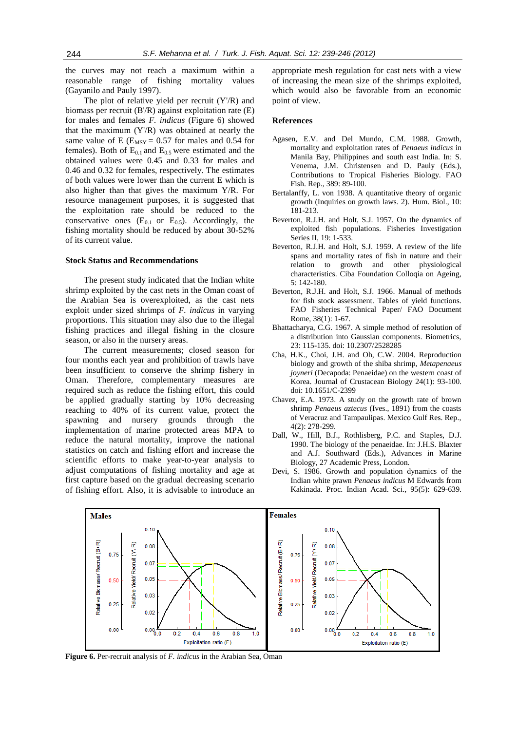the curves may not reach a maximum within a reasonable range of fishing mortality values (Gayanilo and Pauly 1997).

The plot of relative yield per recruit (Y'/R) and biomass per recruit (B'/R) against exploitation rate (E) for males and females *F. indicus* (Figure 6) showed that the maximum (Y'/R) was obtained at nearly the same value of E ($E_{MSY}$ = 0.57 for males and 0.54 for females). Both of $E_{0.1}$ and $E_{0.5}$ were estimated and the obtained values were 0.45 and 0.33 for males and 0.46 and 0.32 for females, respectively. The estimates of both values were lower than the current E which is also higher than that gives the maximum Y/R. For resource management purposes, it is suggested that the exploitation rate should be reduced to the conservative ones ($E_{0.1}$ or $E_{0.5}$). Accordingly, the fishing mortality should be reduced by about 30-52% of its current value.

### Stock Status and Recommendations

The present study indicated that the Indian white shrimp exploited by the cast nets in the Oman coast of the Arabian Sea is overexploited, as the cast nets exploit under sized shrimps of *F. indicus* in varying proportions. This situation may also due to the illegal fishing practices and illegal fishing in the closure season, or also in the nursery areas.

The current measurements; closed season for four months each year and prohibition of trawls have been insufficient to conserve the shrimp fishery in Oman. Therefore, complementary measures are required such as reduce the fishing effort, this could be applied gradually starting by 10% decreasing reaching to 40% of its current value, protect the spawning and nursery grounds through the implementation of marine protected areas MPA to reduce the natural mortality, improve the national statistics on catch and fishing effort and increase the scientific efforts to make year-to-year analysis to adjust computations of fishing mortality and age at first capture based on the gradual decreasing scenario of fishing effort. Also, it is advisable to introduce an appropriate mesh regulation for cast nets with a view of increasing the mean size of the shrimps exploited, which would also be favorable from an economic point of view.

### References

Agasen, E.V. and Del Mundo, C.M. 1988. Growth, mortality and exploitation rates of *Penaeus indicus* in Manila Bay, Philippines and south east India. In: S. Venema, J.M. Christensen and D. Pauly (Eds.), Contributions to Tropical Fisheries Biology. FAO Fish. Rep., 389: 89-100.

Bertalanffy, L. von 1938. A quantitative theory of organic growth (Inquiries on growth laws. 2). Hum. Biol., 10: 181-213.

Beverton, R.J.H. and Holt, S.J. 1957. On the dynamics of exploited fish populations. Fisheries Investigation Series II, 19: 1-533.

Beverton, R.J.H. and Holt, S.J. 1959. A review of the life spans and mortality rates of fish in nature and their relation to growth and other physiological characteristics. Ciba Foundation Colloqia on Ageing, 5: 142-180.

Beverton, R.J.H. and Holt, S.J. 1966. Manual of methods for fish stock assessment. Tables of yield functions. FAO Fisheries Technical Paper/ FAO Document Rome, 38(1): 1-67.

Bhattacharya, C.G. 1967. A simple method of resolution of a distribution into Gaussian components. Biometrics, 23: 115-135. doi: 10.2307/2528285

Cha, H.K., Choi, J.H. and Oh, C.W. 2004. Reproduction biology and growth of the shiba shrimp, *Metapenaeus joyneri* (Decapoda: Penaeidae) on the western coast of Korea. Journal of Crustacean Biology 24(1): 93-100. doi: 10.1651/C-2399

Chavez, E.A. 1973. A study on the growth rate of brown shrimp *Penaeus aztecus* (Ives., 1891) from the coasts of Veracruz and Tampaulipas. Mexico Gulf Res. Rep., 4(2): 278-299.

Dall, W., Hill, B.J., Rothlisberg, P.C. and Staples, D.J. 1990. The biology of the penaeidae. In: J.H.S. Blaxter and A.J. Southward (Eds.), Advances in Marine Biology, 27 Academic Press, London.

Devi, S. 1986. Growth and population dynamics of the Indian white prawn *Penaeus indicus* M Edwards from Kakinada. Proc. Indian Acad. Sci., 95(5): 629-639.

**Figure 6.** Per-recruit analysis of *F. indicus* in the Arabian Sea, Oman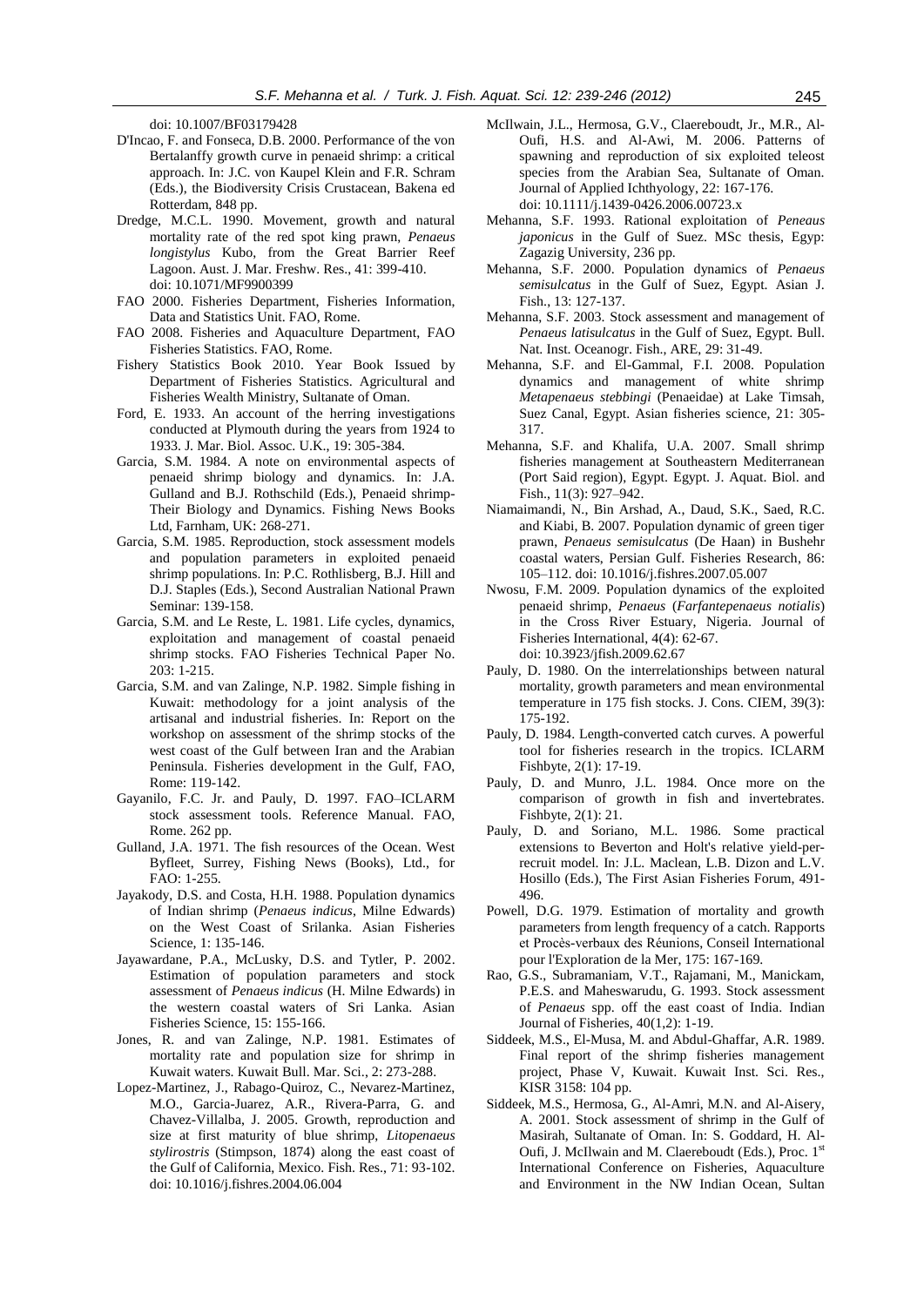doi: 10.1007/BF03179428

D'Incao, F. and Fonseca, D.B. 2000. Performance of the von Bertalanffy growth curve in penaeid shrimp: a critical approach. In: J.C. von Kaupel Klein and F.R. Schram (Eds.), the Biodiversity Crisis Crustacean, Bakena ed Rotterdam, 848 pp.

Dredge, M.C.L. 1990. Movement, growth and natural mortality rate of the red spot king prawn, *Penaeus longistylus* Kubo, from the Great Barrier Reef Lagoon. Aust. J. Mar. Freshw. Res., 41: 399-410. doi: 10.1071/MF9900399

FAO 2000. Fisheries Department, Fisheries Information, Data and Statistics Unit. FAO, Rome.

FAO 2008. Fisheries and Aquaculture Department, FAO Fisheries Statistics. FAO, Rome.

Fishery Statistics Book 2010. Year Book Issued by Department of Fisheries Statistics. Agricultural and Fisheries Wealth Ministry, Sultanate of Oman.

Ford, E. 1933. An account of the herring investigations conducted at Plymouth during the years from 1924 to 1933. J. Mar. Biol. Assoc. U.K., 19: 305-384.

Garcia, S.M. 1984. A note on environmental aspects of penaeid shrimp biology and dynamics. In: J.A. Gulland and B.J. Rothschild (Eds.), Penaeid shrimp- Their Biology and Dynamics. Fishing News Books Ltd, Farnham, UK: 268-271.

Garcia, S.M. 1985. Reproduction, stock assessment models and population parameters in exploited penaeid shrimp populations. In: P.C. Rothlisberg, B.J. Hill and D.J. Staples (Eds.), Second Australian National Prawn Seminar: 139-158.

Garcia, S.M. and Le Reste, L. 1981. Life cycles, dynamics, exploitation and management of coastal penaeid shrimp stocks. FAO Fisheries Technical Paper No. 203: 1-215.

Garcia, S.M. and van Zalinge, N.P. 1982. Simple fishing in Kuwait: methodology for a joint analysis of the artisanal and industrial fisheries. In: Report on the workshop on assessment of the shrimp stocks of the west coast of the Gulf between Iran and the Arabian Peninsula. Fisheries development in the Gulf, FAO, Rome: 119-142.

Gayanilo, F.C. Jr. and Pauly, D. 1997. FAO–ICLARM stock assessment tools. Reference Manual. FAO, Rome. 262 pp.

Gulland, J.A. 1971. The fish resources of the Ocean. West Byfleet, Surrey, Fishing News (Books), Ltd., for FAO: 1-255.

Jayakody, D.S. and Costa, H.H. 1988. Population dynamics of Indian shrimp (*Penaeus indicus*, Milne Edwards) on the West Coast of Srilanka. Asian Fisheries Science, 1: 135-146.

Jayawardane, P.A., McLusky, D.S. and Tytler, P. 2002. Estimation of population parameters and stock assessment of *Penaeus indicus* (H. Milne Edwards) in the western coastal waters of Sri Lanka. Asian Fisheries Science, 15: 155-166.

Jones, R. and van Zalinge, N.P. 1981. Estimates of mortality rate and population size for shrimp in Kuwait waters. Kuwait Bull. Mar. Sci., 2: 273-288.

Lopez-Martinez, J., Rabago-Quiroz, C., Nevarez-Martinez, M.O., Garcia-Juarez, A.R., Rivera-Parra, G. and Chavez-Villalba, J. 2005. Growth, reproduction and size at first maturity of blue shrimp, *Litopenaeus stylirostris* (Stimpson, 1874) along the east coast of the Gulf of California, Mexico. Fish. Res., 71: 93-102. doi: 10.1016/j.fishres.2004.06.004

McIlwain, J.L., Hermosa, G.V., Claereboudt, Jr., M.R., Al-Oufi, H.S. and Al-Awi, M. 2006. Patterns of spawning and reproduction of six exploited teleost species from the Arabian Sea, Sultanate of Oman. Journal of Applied Ichthyology, 22: 167-176. doi: 10.1111/j.1439-0426.2006.00723.x

Mehanna, S.F. 1993. Rational exploitation of *Peneaus japonicus* in the Gulf of Suez. MSc thesis, Egyp: Zagazig University, 236 pp.

Mehanna, S.F. 2000. Population dynamics of *Penaeus semisulcatus* in the Gulf of Suez, Egypt. Asian J. Fish., 13: 127-137.

Mehanna, S.F. 2003. Stock assessment and management of *Penaeus latisulcatus* in the Gulf of Suez, Egypt. Bull. Nat. Inst. Oceanogr. Fish., ARE, 29: 31-49.

Mehanna, S.F. and El-Gammal, F.I. 2008. Population dynamics and management of white shrimp *Metapenaeus stebbingi* (Penaeidae) at Lake Timsah, Suez Canal, Egypt. Asian fisheries science, 21: 305-317.

Mehanna, S.F. and Khalifa, U.A. 2007. Small shrimp fisheries management at Southeastern Mediterranean (Port Said region), Egypt. Egypt. J. Aquat. Biol. and Fish., 11(3): 927–942.

Niamaimandi, N., Bin Arshad, A., Daud, S.K., Saed, R.C. and Kiabi, B. 2007. Population dynamic of green tiger prawn, *Penaeus semisulcatus* (De Haan) in Bushehr coastal waters, Persian Gulf. Fisheries Research, 86: 105–112. doi: 10.1016/j.fishres.2007.05.007

Nwosu, F.M. 2009. Population dynamics of the exploited penaeid shrimp, *Penaeus* (*Farfantepenaeus notialis*) in the Cross River Estuary, Nigeria. Journal of Fisheries International, 4(4): 62-67. doi: 10.3923/jfish.2009.62.67

Pauly, D. 1980. On the interrelationships between natural mortality, growth parameters and mean environmental temperature in 175 fish stocks. J. Cons. CIEM, 39(3): 175-192.

Pauly, D. 1984. Length-converted catch curves. A powerful tool for fisheries research in the tropics. ICLARM Fishbyte, 2(1): 17-19.

Pauly, D. and Munro, J.L. 1984. Once more on the comparison of growth in fish and invertebrates. Fishbyte, 2(1): 21.

Pauly, D. and Soriano, M.L. 1986. Some practical extensions to Beverton and Holt's relative yield-per-recruit model. In: J.L. Maclean, L.B. Dizon and L.V. Hosillo (Eds.), The First Asian Fisheries Forum, 491-496.

Powell, D.G. 1979. Estimation of mortality and growth parameters from length frequency of a catch. Rapports et Procès-verbaux des Réunions, Conseil International pour l'Exploration de la Mer, 175: 167-169.

Rao, G.S., Subramaniam, V.T., Rajamani, M., Manickam, P.E.S. and Maheswarudu, G. 1993. Stock assessment of *Penaeus* spp. off the east coast of India. Indian Journal of Fisheries, 40(1,2): 1-19.

Siddeek, M.S., El-Musa, M. and Abdul-Ghaffar, A.R. 1989. Final report of the shrimp fisheries management project, Phase V, Kuwait. Kuwait Inst. Sci. Res., KISR 3158: 104 pp.

Siddeek, M.S., Hermosa, G., Al-Amri, M.N. and Al-Aisery, A. 2001. Stock assessment of shrimp in the Gulf of Masirah, Sultanate of Oman. In: S. Goddard, H. Al-Oufi, J. McIlwain and M. Claereboudt (Eds.), Proc. 1st International Conference on Fisheries, Aquaculture and Environment in the NW Indian Ocean, Sultan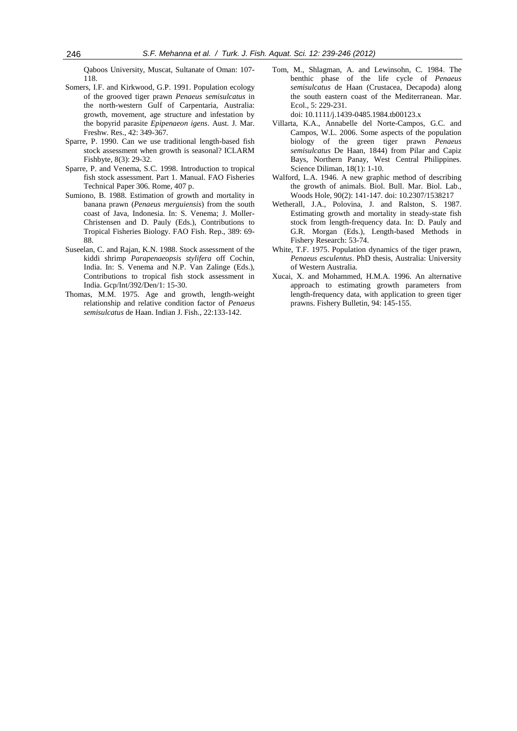Qaboos University, Muscat, Sultanate of Oman: 107-118.

Somers, I.F. and Kirkwood, G.P. 1991. Population ecology of the grooved tiger prawn *Penaeus semisulcatus* in the north-western Gulf of Carpentaria, Australia: growth, movement, age structure and infestation by the bopyrid parasite *Epipenaeon igens*. Aust. J. Mar. Freshw. Res., 42: 349-367.

Sparre, P. 1990. Can we use traditional length-based fish stock assessment when growth is seasonal? ICLARM Fishbyte, 8(3): 29-32.

Sparre, P. and Venema, S.C. 1998. Introduction to tropical fish stock assessment. Part 1. Manual. FAO Fisheries Technical Paper 306. Rome, 407 p.

Sumiono, B. 1988. Estimation of growth and mortality in banana prawn (*Penaeus merguiensis*) from the south coast of Java, Indonesia. In: S. Venema; J. Moller-Christensen and D. Pauly (Eds.), Contributions to Tropical Fisheries Biology. FAO Fish. Rep., 389: 69-88.

Suseelan, C. and Rajan, K.N. 1988. Stock assessment of the kiddi shrimp *Parapenaeopsis stylifera* off Cochin, India. In: S. Venema and N.P. Van Zalinge (Eds.), Contributions to tropical fish stock assessment in India. Gcp/Int/392/Den/1: 15-30.

Thomas, M.M. 1975. Age and growth, length-weight relationship and relative condition factor of *Penaeus semisulcatus* de Haan. Indian J. Fish., 22:133-142.

Tom, M., Shlagman, A. and Lewinsohn, C. 1984. The benthic phase of the life cycle of *Penaeus semisulcatus* de Haan (Crustacea, Decapoda) along the south eastern coast of the Mediterranean. Mar. Ecol., 5: 229-231.
doi: 10.1111/j.1439-0485.1984.tb00123.x

Villarta, K.A., Annabelle del Norte-Campos, G.C. and Campos, W.L. 2006. Some aspects of the population biology of the green tiger prawn *Penaeus semisulcatus* De Haan, 1844) from Pilar and Capiz Bays, Northern Panay, West Central Philippines. Science Diliman, 18(1): 1-10.

Walford, L.A. 1946. A new graphic method of describing the growth of animals. Biol. Bull. Mar. Biol. Lab., Woods Hole, 90(2): 141-147. doi: 10.2307/1538217

Wetherall, J.A., Polovina, J. and Ralston, S. 1987. Estimating growth and mortality in steady-state fish stock from length-frequency data. In: D. Pauly and G.R. Morgan (Eds.), Length-based Methods in Fishery Research: 53-74.

White, T.F. 1975. Population dynamics of the tiger prawn, *Penaeus esculentus*. PhD thesis, Australia: University of Western Australia.

Xucai, X. and Mohammed, H.M.A. 1996. An alternative approach to estimating growth parameters from length-frequency data, with application to green tiger prawns. Fishery Bulletin, 94: 145-155.